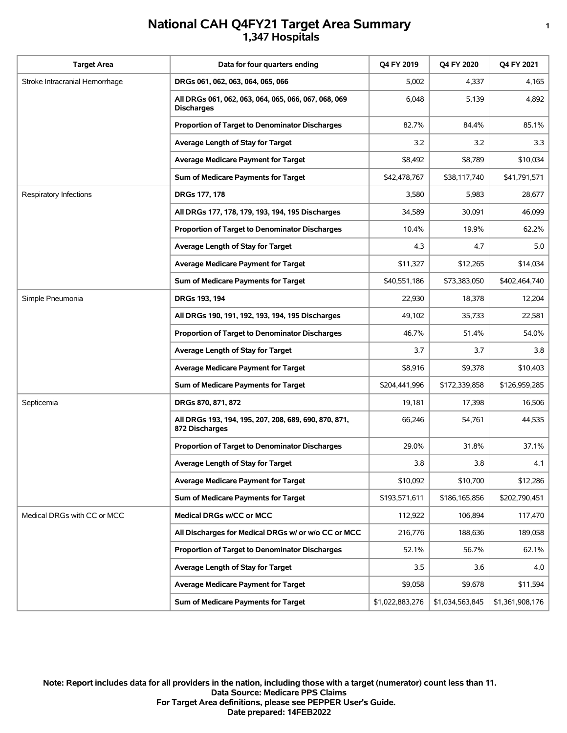# National CAH Q4FY21 Target Area Summary
## 1,347 Hospitals

| Target Area | Data for four quarters ending | Q4 FY 2019 | Q4 FY 2020 | Q4 FY 2021 |
|---|---|---|---|---|
| Stroke Intracranial Hemorrhage | **DRGs 061, 062, 063, 064, 065, 066** | 5,002 | 4,337 | 4,165 |
| | **All DRGs 061, 062, 063, 064, 065, 066, 067, 068, 069 Discharges** | 6,048 | 5,139 | 4,892 |
| | **Proportion of Target to Denominator Discharges** | 82.7% | 84.4% | 85.1% |
| | **Average Length of Stay for Target** | 3.2 | 3.2 | 3.3 |
| | **Average Medicare Payment for Target** | $8,492 | $8,789 | $10,034 |
| | **Sum of Medicare Payments for Target** | $42,478,767 | $38,117,740 | $41,791,571 |
| Respiratory Infections | **DRGs 177, 178** | 3,580 | 5,983 | 28,677 |
| | **All DRGs 177, 178, 179, 193, 194, 195 Discharges** | 34,589 | 30,091 | 46,099 |
| | **Proportion of Target to Denominator Discharges** | 10.4% | 19.9% | 62.2% |
| | **Average Length of Stay for Target** | 4.3 | 4.7 | 5.0 |
| | **Average Medicare Payment for Target** | $11,327 | $12,265 | $14,034 |
| | **Sum of Medicare Payments for Target** | $40,551,186 | $73,383,050 | $402,464,740 |
| Simple Pneumonia | **DRGs 193, 194** | 22,930 | 18,378 | 12,204 |
| | **All DRGs 190, 191, 192, 193, 194, 195 Discharges** | 49,102 | 35,733 | 22,581 |
| | **Proportion of Target to Denominator Discharges** | 46.7% | 51.4% | 54.0% |
| | **Average Length of Stay for Target** | 3.7 | 3.7 | 3.8 |
| | **Average Medicare Payment for Target** | $8,916 | $9,378 | $10,403 |
| | **Sum of Medicare Payments for Target** | $204,441,996 | $172,339,858 | $126,959,285 |
| Septicemia | **DRGs 870, 871, 872** | 19,181 | 17,398 | 16,506 |
| | **All DRGs 193, 194, 195, 207, 208, 689, 690, 870, 871, 872 Discharges** | 66,246 | 54,761 | 44,535 |
| | **Proportion of Target to Denominator Discharges** | 29.0% | 31.8% | 37.1% |
| | **Average Length of Stay for Target** | 3.8 | 3.8 | 4.1 |
| | **Average Medicare Payment for Target** | $10,092 | $10,700 | $12,286 |
| | **Sum of Medicare Payments for Target** | $193,571,611 | $186,165,856 | $202,790,451 |
| Medical DRGs with CC or MCC | **Medical DRGs w/CC or MCC** | 112,922 | 106,894 | 117,470 |
| | **All Discharges for Medical DRGs w/ or w/o CC or MCC** | 216,776 | 188,636 | 189,058 |
| | **Proportion of Target to Denominator Discharges** | 52.1% | 56.7% | 62.1% |
| | **Average Length of Stay for Target** | 3.5 | 3.6 | 4.0 |
| | **Average Medicare Payment for Target** | $9,058 | $9,678 | $11,594 |
| | **Sum of Medicare Payments for Target** | $1,022,883,276 | $1,034,563,845 | $1,361,908,176 |

**Note: Report includes data for all providers in the nation, including those with a target (numerator) count less than 11.**
**Data Source: Medicare PPS Claims**
**For Target Area definitions, please see PEPPER User's Guide.**
**Date prepared: 14FEB2022**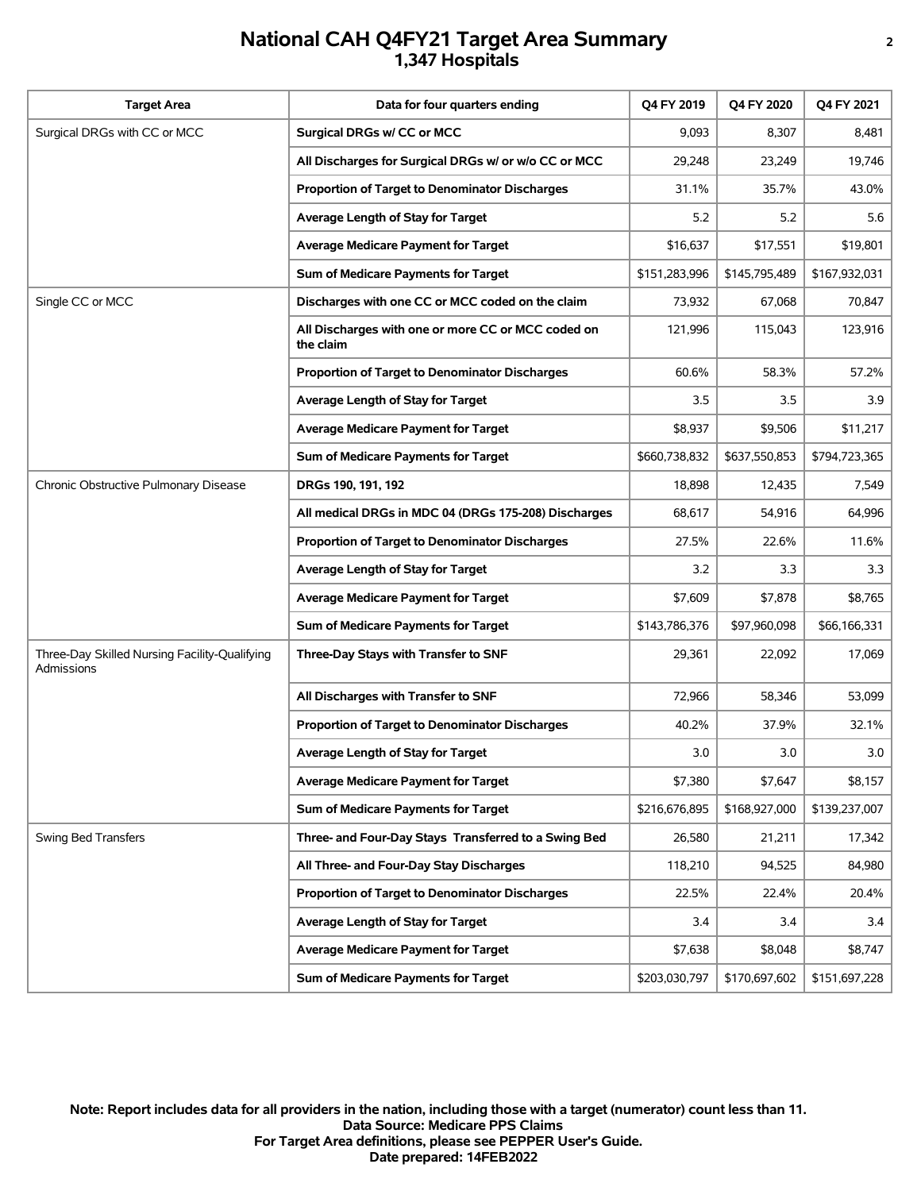# National CAH Q4FY21 Target Area Summary
## 1,347 Hospitals

| Target Area | Data for four quarters ending | Q4 FY 2019 | Q4 FY 2020 | Q4 FY 2021 |
|---|---|---|---|---|
| Surgical DRGs with CC or MCC | **Surgical DRGs w/ CC or MCC** | 9,093 | 8,307 | 8,481 |
| | **All Discharges for Surgical DRGs w/ or w/o CC or MCC** | 29,248 | 23,249 | 19,746 |
| | **Proportion of Target to Denominator Discharges** | 31.1% | 35.7% | 43.0% |
| | **Average Length of Stay for Target** | 5.2 | 5.2 | 5.6 |
| | **Average Medicare Payment for Target** | $16,637 | $17,551 | $19,801 |
| | **Sum of Medicare Payments for Target** | $151,283,996 | $145,795,489 | $167,932,031 |
| Single CC or MCC | **Discharges with one CC or MCC coded on the claim** | 73,932 | 67,068 | 70,847 |
| | **All Discharges with one or more CC or MCC coded on the claim** | 121,996 | 115,043 | 123,916 |
| | **Proportion of Target to Denominator Discharges** | 60.6% | 58.3% | 57.2% |
| | **Average Length of Stay for Target** | 3.5 | 3.5 | 3.9 |
| | **Average Medicare Payment for Target** | $8,937 | $9,506 | $11,217 |
| | **Sum of Medicare Payments for Target** | $660,738,832 | $637,550,853 | $794,723,365 |
| Chronic Obstructive Pulmonary Disease | **DRGs 190, 191, 192** | 18,898 | 12,435 | 7,549 |
| | **All medical DRGs in MDC 04 (DRGs 175-208) Discharges** | 68,617 | 54,916 | 64,996 |
| | **Proportion of Target to Denominator Discharges** | 27.5% | 22.6% | 11.6% |
| | **Average Length of Stay for Target** | 3.2 | 3.3 | 3.3 |
| | **Average Medicare Payment for Target** | $7,609 | $7,878 | $8,765 |
| | **Sum of Medicare Payments for Target** | $143,786,376 | $97,960,098 | $66,166,331 |
| Three-Day Skilled Nursing Facility-Qualifying Admissions | **Three-Day Stays with Transfer to SNF** | 29,361 | 22,092 | 17,069 |
| | **All Discharges with Transfer to SNF** | 72,966 | 58,346 | 53,099 |
| | **Proportion of Target to Denominator Discharges** | 40.2% | 37.9% | 32.1% |
| | **Average Length of Stay for Target** | 3.0 | 3.0 | 3.0 |
| | **Average Medicare Payment for Target** | $7,380 | $7,647 | $8,157 |
| | **Sum of Medicare Payments for Target** | $216,676,895 | $168,927,000 | $139,237,007 |
| Swing Bed Transfers | **Three- and Four-Day Stays Transferred to a Swing Bed** | 26,580 | 21,211 | 17,342 |
| | **All Three- and Four-Day Stay Discharges** | 118,210 | 94,525 | 84,980 |
| | **Proportion of Target to Denominator Discharges** | 22.5% | 22.4% | 20.4% |
| | **Average Length of Stay for Target** | 3.4 | 3.4 | 3.4 |
| | **Average Medicare Payment for Target** | $7,638 | $8,048 | $8,747 |
| | **Sum of Medicare Payments for Target** | $203,030,797 | $170,697,602 | $151,697,228 |

**Note: Report includes data for all providers in the nation, including those with a target (numerator) count less than 11.**
**Data Source: Medicare PPS Claims**
**For Target Area definitions, please see PEPPER User's Guide.**
**Date prepared: 14FEB2022**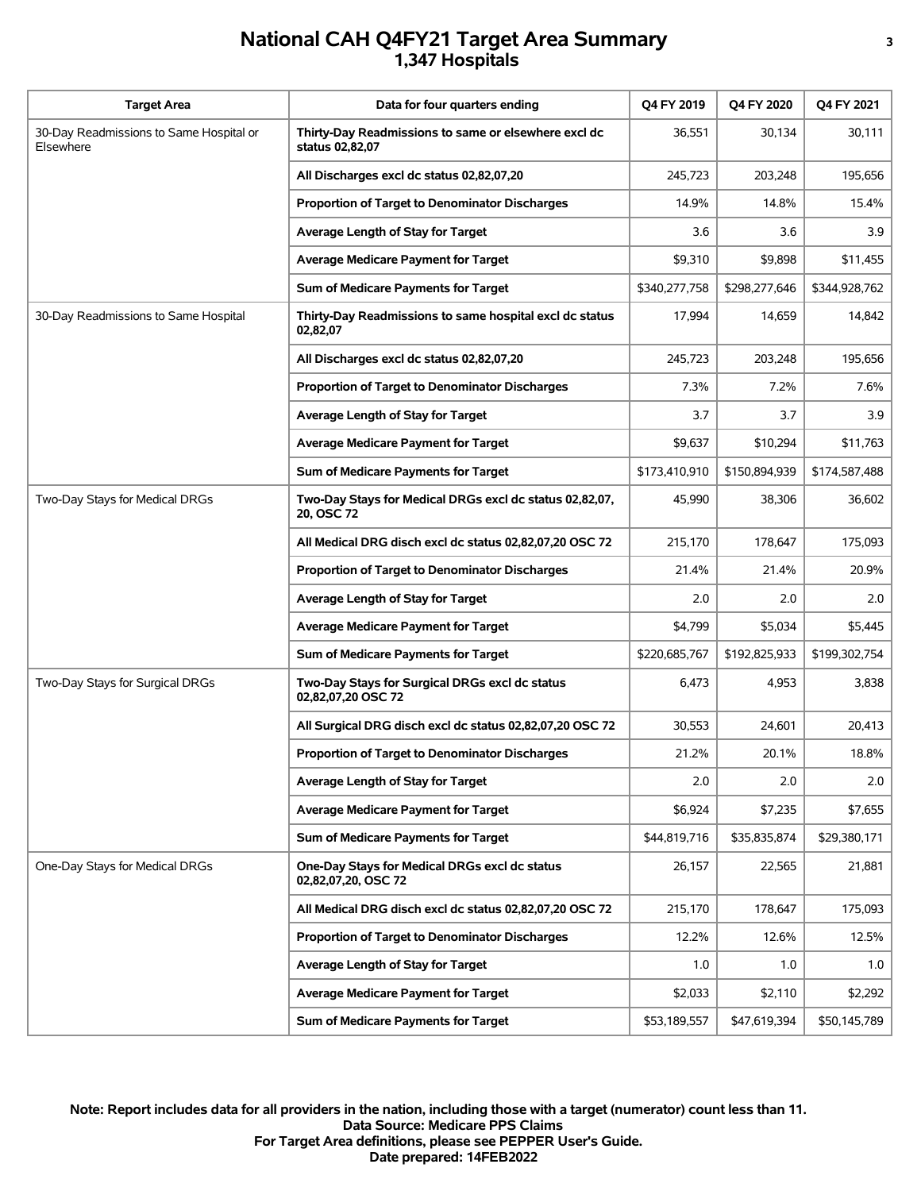# National CAH Q4FY21 Target Area Summary
## 1,347 Hospitals

| Target Area | Data for four quarters ending | Q4 FY 2019 | Q4 FY 2020 | Q4 FY 2021 |
|---|---|---|---|---|
| 30-Day Readmissions to Same Hospital or Elsewhere | **Thirty-Day Readmissions to same or elsewhere excl dc status 02,82,07** | 36,551 | 30,134 | 30,111 |
| | **All Discharges excl dc status 02,82,07,20** | 245,723 | 203,248 | 195,656 |
| | **Proportion of Target to Denominator Discharges** | 14.9% | 14.8% | 15.4% |
| | **Average Length of Stay for Target** | 3.6 | 3.6 | 3.9 |
| | **Average Medicare Payment for Target** | $9,310 | $9,898 | $11,455 |
| | **Sum of Medicare Payments for Target** | $340,277,758 | $298,277,646 | $344,928,762 |
| 30-Day Readmissions to Same Hospital | **Thirty-Day Readmissions to same hospital excl dc status 02,82,07** | 17,994 | 14,659 | 14,842 |
| | **All Discharges excl dc status 02,82,07,20** | 245,723 | 203,248 | 195,656 |
| | **Proportion of Target to Denominator Discharges** | 7.3% | 7.2% | 7.6% |
| | **Average Length of Stay for Target** | 3.7 | 3.7 | 3.9 |
| | **Average Medicare Payment for Target** | $9,637 | $10,294 | $11,763 |
| | **Sum of Medicare Payments for Target** | $173,410,910 | $150,894,939 | $174,587,488 |
| Two-Day Stays for Medical DRGs | **Two-Day Stays for Medical DRGs excl dc status 02,82,07, 20, OSC 72** | 45,990 | 38,306 | 36,602 |
| | **All Medical DRG disch excl dc status 02,82,07,20 OSC 72** | 215,170 | 178,647 | 175,093 |
| | **Proportion of Target to Denominator Discharges** | 21.4% | 21.4% | 20.9% |
| | **Average Length of Stay for Target** | 2.0 | 2.0 | 2.0 |
| | **Average Medicare Payment for Target** | $4,799 | $5,034 | $5,445 |
| | **Sum of Medicare Payments for Target** | $220,685,767 | $192,825,933 | $199,302,754 |
| Two-Day Stays for Surgical DRGs | **Two-Day Stays for Surgical DRGs excl dc status 02,82,07,20 OSC 72** | 6,473 | 4,953 | 3,838 |
| | **All Surgical DRG disch excl dc status 02,82,07,20 OSC 72** | 30,553 | 24,601 | 20,413 |
| | **Proportion of Target to Denominator Discharges** | 21.2% | 20.1% | 18.8% |
| | **Average Length of Stay for Target** | 2.0 | 2.0 | 2.0 |
| | **Average Medicare Payment for Target** | $6,924 | $7,235 | $7,655 |
| | **Sum of Medicare Payments for Target** | $44,819,716 | $35,835,874 | $29,380,171 |
| One-Day Stays for Medical DRGs | **One-Day Stays for Medical DRGs excl dc status 02,82,07,20, OSC 72** | 26,157 | 22,565 | 21,881 |
| | **All Medical DRG disch excl dc status 02,82,07,20 OSC 72** | 215,170 | 178,647 | 175,093 |
| | **Proportion of Target to Denominator Discharges** | 12.2% | 12.6% | 12.5% |
| | **Average Length of Stay for Target** | 1.0 | 1.0 | 1.0 |
| | **Average Medicare Payment for Target** | $2,033 | $2,110 | $2,292 |
| | **Sum of Medicare Payments for Target** | $53,189,557 | $47,619,394 | $50,145,789 |

**Note: Report includes data for all providers in the nation, including those with a target (numerator) count less than 11.**
**Data Source: Medicare PPS Claims**
**For Target Area definitions, please see PEPPER User's Guide.**
**Date prepared: 14FEB2022**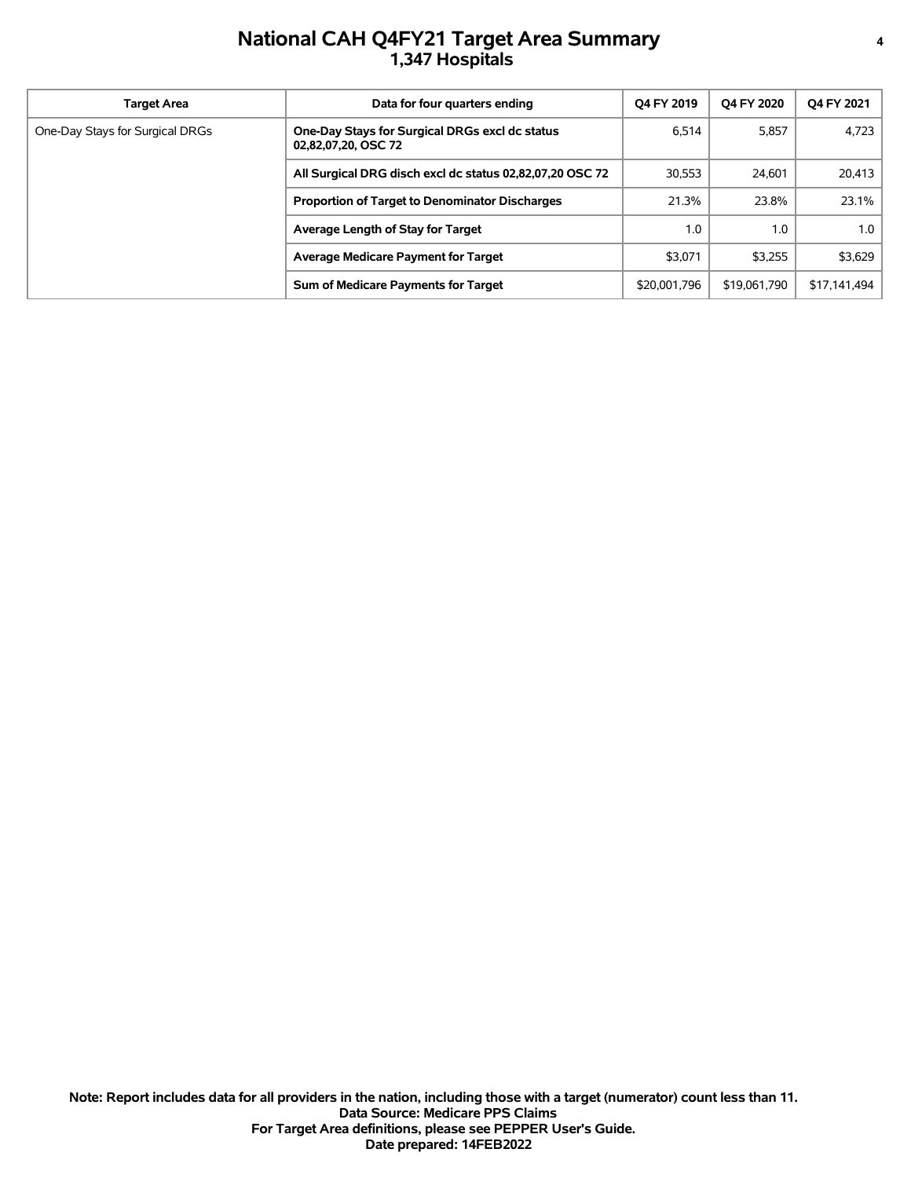# National CAH Q4FY21 Target Area Summary
## 1,347 Hospitals

| Target Area | Data for four quarters ending | Q4 FY 2019 | Q4 FY 2020 | Q4 FY 2021 |
|---|---|---|---|---|
| One-Day Stays for Surgical DRGs | **One-Day Stays for Surgical DRGs excl dc status 02,82,07,20, OSC 72** | 6,514 | 5,857 | 4,723 |
| | **All Surgical DRG disch excl dc status 02,82,07,20 OSC 72** | 30,553 | 24,601 | 20,413 |
| | **Proportion of Target to Denominator Discharges** | 21.3% | 23.8% | 23.1% |
| | **Average Length of Stay for Target** | 1.0 | 1.0 | 1.0 |
| | **Average Medicare Payment for Target** | $3,071 | $3,255 | $3,629 |
| | **Sum of Medicare Payments for Target** | $20,001,796 | $19,061,790 | $17,141,494 |

**Note: Report includes data for all providers in the nation, including those with a target (numerator) count less than 11.**
**Data Source: Medicare PPS Claims**
**For Target Area definitions, please see PEPPER User's Guide.**
**Date prepared: 14FEB2022**